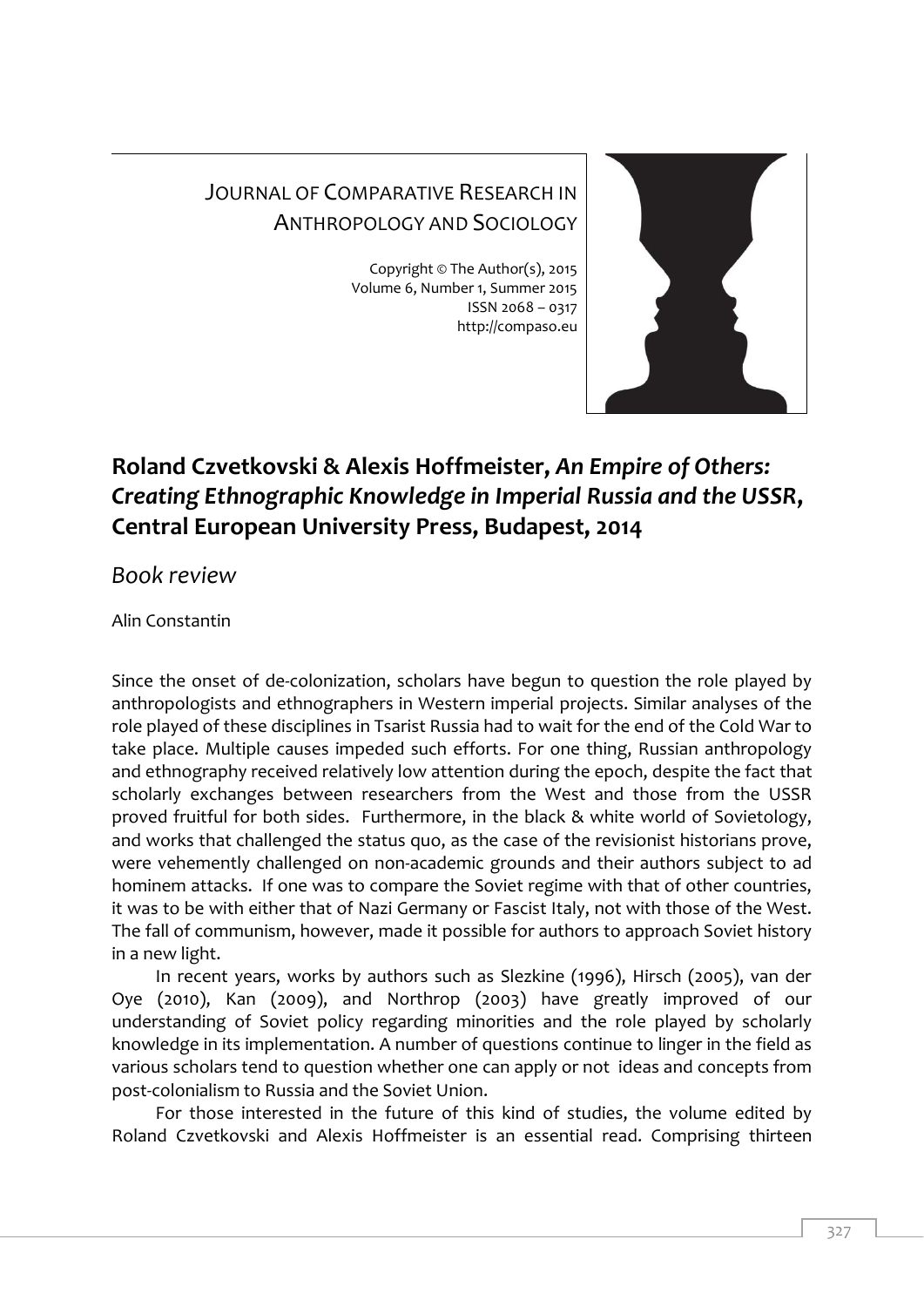JOURNAL OF COMPARATIVE RESEARCH IN ANTHROPOLOGY AND SOCIOLOGY

Copyright © The Author(s), 2015
Volume 6, Number 1, Summer 2015
ISSN 2068 – 0317
http://compaso.eu

# Roland Czvetkovski & Alexis Hoffmeister, *An Empire of Others: Creating Ethnographic Knowledge in Imperial Russia and the USSR*, Central European University Press, Budapest, 2014

*Book review*

Alin Constantin

Since the onset of de-colonization, scholars have begun to question the role played by anthropologists and ethnographers in Western imperial projects. Similar analyses of the role played of these disciplines in Tsarist Russia had to wait for the end of the Cold War to take place. Multiple causes impeded such efforts. For one thing, Russian anthropology and ethnography received relatively low attention during the epoch, despite the fact that scholarly exchanges between researchers from the West and those from the USSR proved fruitful for both sides. Furthermore, in the black & white world of Sovietology, and works that challenged the status quo, as the case of the revisionist historians prove, were vehemently challenged on non-academic grounds and their authors subject to ad hominem attacks. If one was to compare the Soviet regime with that of other countries, it was to be with either that of Nazi Germany or Fascist Italy, not with those of the West. The fall of communism, however, made it possible for authors to approach Soviet history in a new light.

In recent years, works by authors such as Slezkine (1996), Hirsch (2005), van der Oye (2010), Kan (2009), and Northrop (2003) have greatly improved of our understanding of Soviet policy regarding minorities and the role played by scholarly knowledge in its implementation. A number of questions continue to linger in the field as various scholars tend to question whether one can apply or not ideas and concepts from post-colonialism to Russia and the Soviet Union.

For those interested in the future of this kind of studies, the volume edited by Roland Czvetkovski and Alexis Hoffmeister is an essential read. Comprising thirteen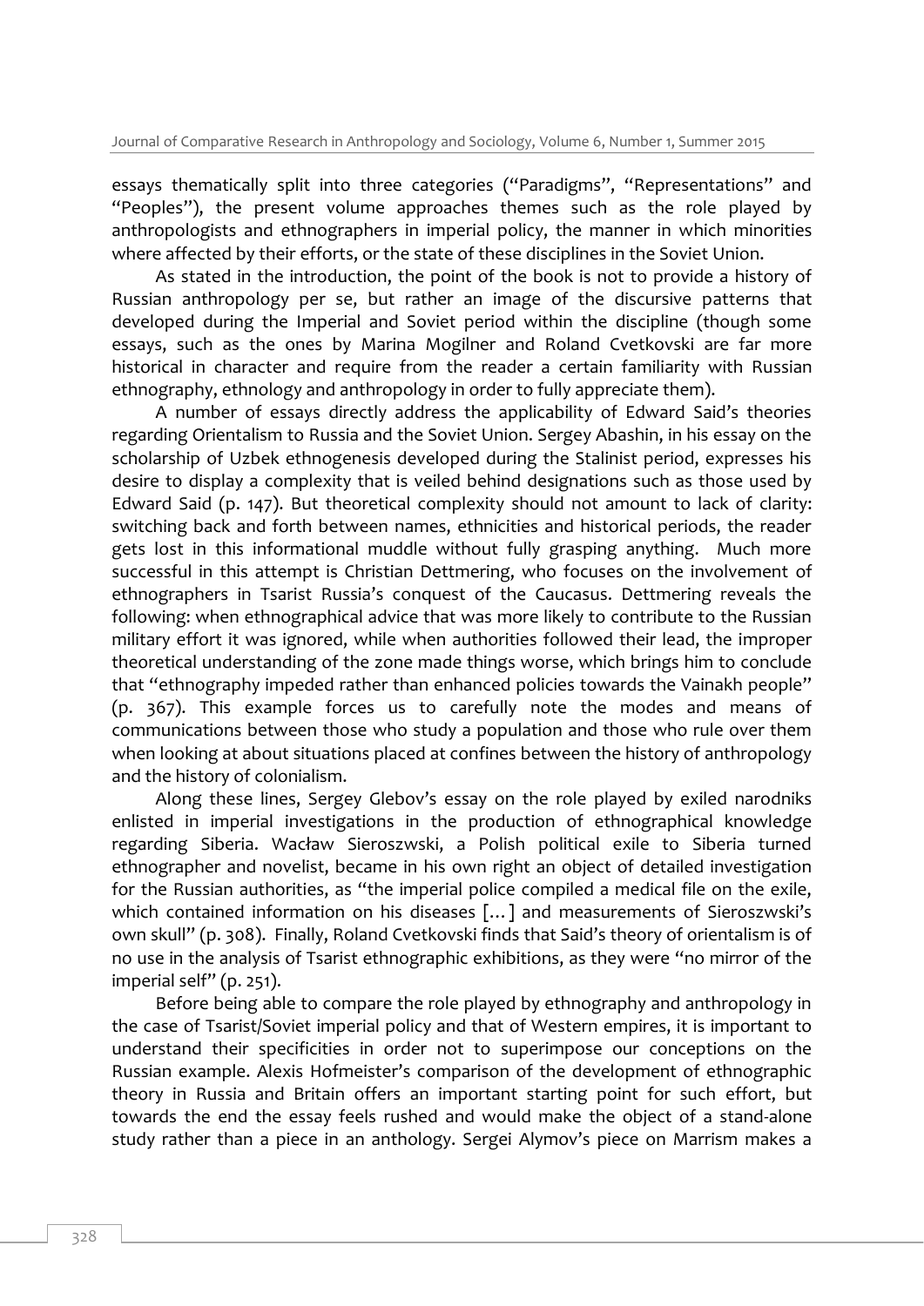essays thematically split into three categories ("Paradigms", "Representations" and "Peoples"), the present volume approaches themes such as the role played by anthropologists and ethnographers in imperial policy, the manner in which minorities where affected by their efforts, or the state of these disciplines in the Soviet Union.

As stated in the introduction, the point of the book is not to provide a history of Russian anthropology per se, but rather an image of the discursive patterns that developed during the Imperial and Soviet period within the discipline (though some essays, such as the ones by Marina Mogilner and Roland Cvetkovski are far more historical in character and require from the reader a certain familiarity with Russian ethnography, ethnology and anthropology in order to fully appreciate them).

A number of essays directly address the applicability of Edward Said's theories regarding Orientalism to Russia and the Soviet Union. Sergey Abashin, in his essay on the scholarship of Uzbek ethnogenesis developed during the Stalinist period, expresses his desire to display a complexity that is veiled behind designations such as those used by Edward Said (p. 147). But theoretical complexity should not amount to lack of clarity: switching back and forth between names, ethnicities and historical periods, the reader gets lost in this informational muddle without fully grasping anything. Much more successful in this attempt is Christian Dettmering, who focuses on the involvement of ethnographers in Tsarist Russia's conquest of the Caucasus. Dettmering reveals the following: when ethnographical advice that was more likely to contribute to the Russian military effort it was ignored, while when authorities followed their lead, the improper theoretical understanding of the zone made things worse, which brings him to conclude that "ethnography impeded rather than enhanced policies towards the Vainakh people" (p. 367). This example forces us to carefully note the modes and means of communications between those who study a population and those who rule over them when looking at about situations placed at confines between the history of anthropology and the history of colonialism.

Along these lines, Sergey Glebov's essay on the role played by exiled narodniks enlisted in imperial investigations in the production of ethnographical knowledge regarding Siberia. Wacław Sieroszwski, a Polish political exile to Siberia turned ethnographer and novelist, became in his own right an object of detailed investigation for the Russian authorities, as "the imperial police compiled a medical file on the exile, which contained information on his diseases […] and measurements of Sieroszwski's own skull" (p. 308). Finally, Roland Cvetkovski finds that Said's theory of orientalism is of no use in the analysis of Tsarist ethnographic exhibitions, as they were "no mirror of the imperial self" (p. 251).

Before being able to compare the role played by ethnography and anthropology in the case of Tsarist/Soviet imperial policy and that of Western empires, it is important to understand their specificities in order not to superimpose our conceptions on the Russian example. Alexis Hofmeister's comparison of the development of ethnographic theory in Russia and Britain offers an important starting point for such effort, but towards the end the essay feels rushed and would make the object of a stand-alone study rather than a piece in an anthology. Sergei Alymov's piece on Marrism makes a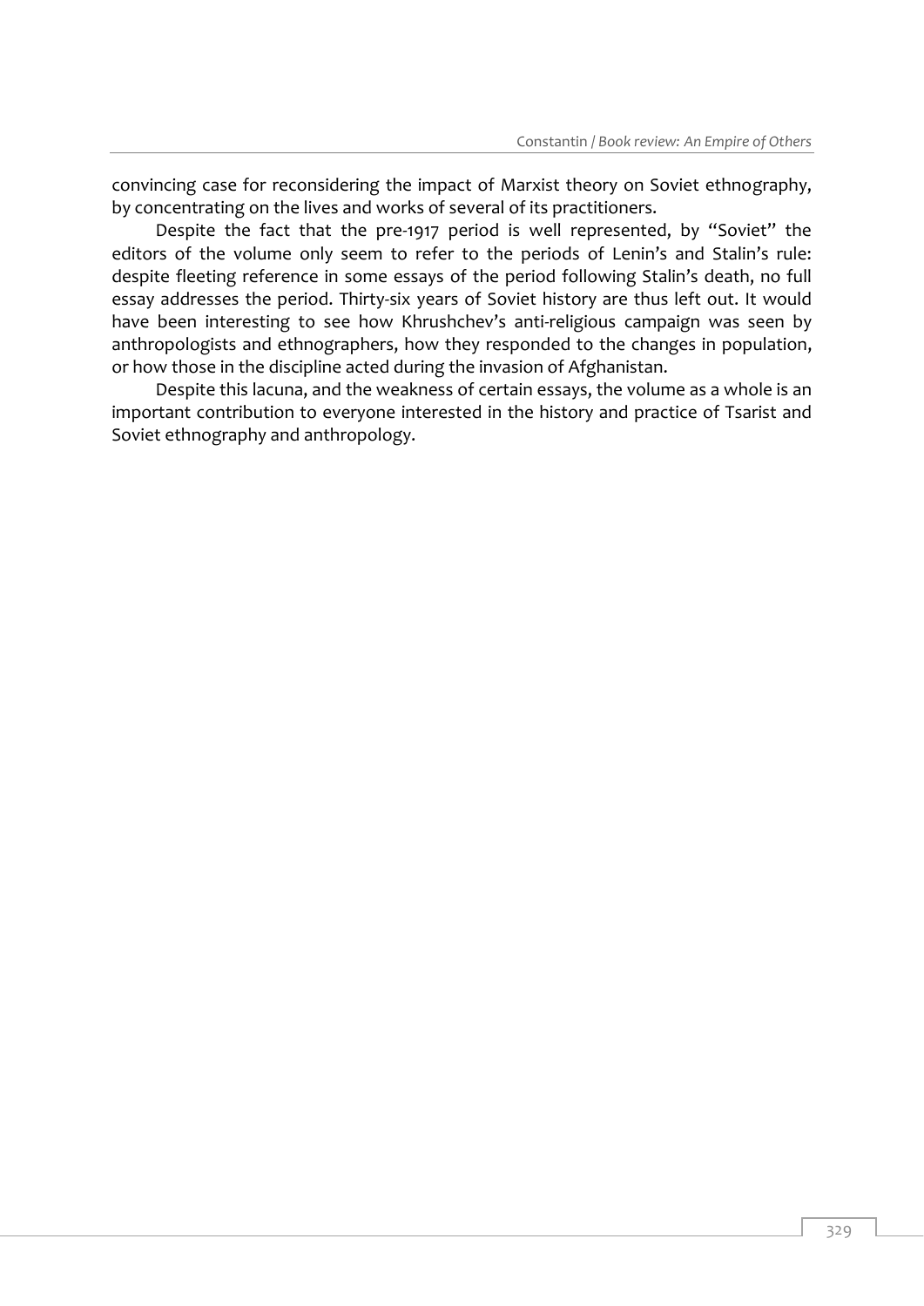convincing case for reconsidering the impact of Marxist theory on Soviet ethnography, by concentrating on the lives and works of several of its practitioners.

Despite the fact that the pre-1917 period is well represented, by "Soviet" the editors of the volume only seem to refer to the periods of Lenin's and Stalin's rule: despite fleeting reference in some essays of the period following Stalin's death, no full essay addresses the period. Thirty-six years of Soviet history are thus left out. It would have been interesting to see how Khrushchev's anti-religious campaign was seen by anthropologists and ethnographers, how they responded to the changes in population, or how those in the discipline acted during the invasion of Afghanistan.

Despite this lacuna, and the weakness of certain essays, the volume as a whole is an important contribution to everyone interested in the history and practice of Tsarist and Soviet ethnography and anthropology.